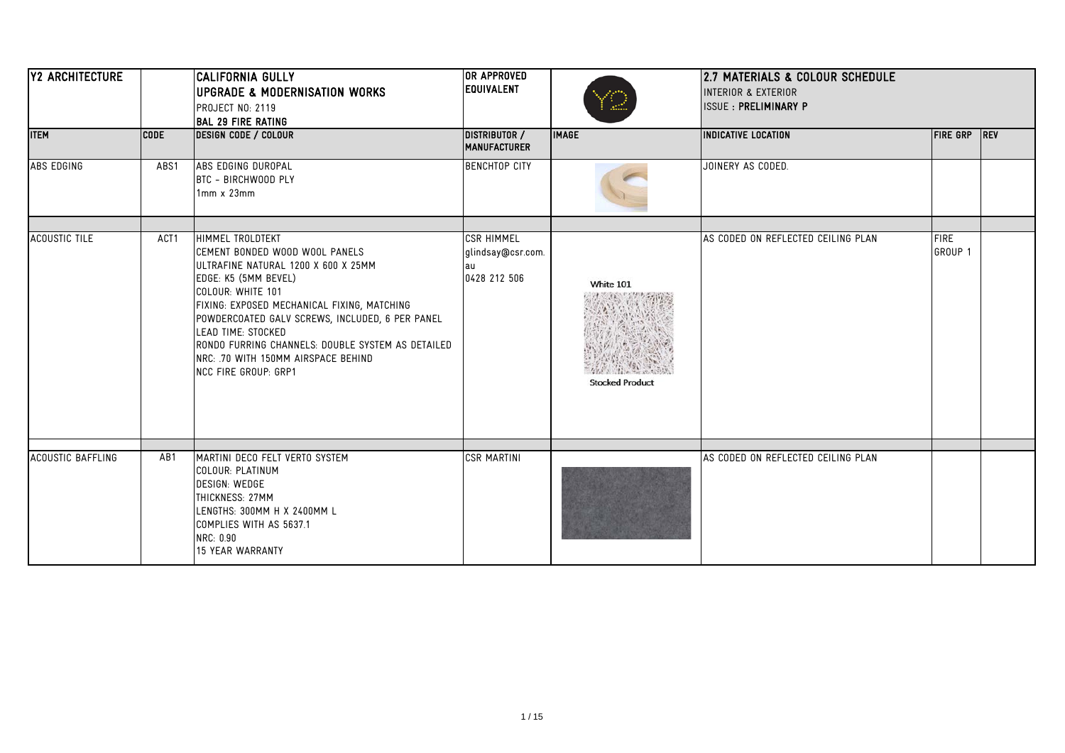| Y2 ARCHITECTURE | | CALIFORNIA GULLY<br>UPGRADE & MODERNISATION WORKS<br>PROJECT NO: 2119<br>BAL 29 FIRE RATING | OR APPROVED EQUIVALENT | | 2.7 MATERIALS & COLOUR SCHEDULE<br>INTERIOR & EXTERIOR<br>ISSUE : PRELIMINARY P | | |
|---|---|---|---|---|---|---|---|
| **ITEM** | **CODE** | **DESIGN CODE / COLOUR** | **DISTRIBUTOR / MANUFACTURER** | **IMAGE** | **INDICATIVE LOCATION** | **FIRE GRP** | **REV** |
| ABS EDGING | ABS1 | ABS EDGING DUROPAL<br>BTC - BIRCHWOOD PLY<br>1mm x 23mm | BENCHTOP CITY | | JOINERY AS CODED. | | |
| ACOUSTIC TILE | ACT1 | HIMMEL TROLDTEKT<br>CEMENT BONDED WOOD WOOL PANELS<br>ULTRAFINE NATURAL 1200 X 600 X 25MM<br>EDGE: K5 (5MM BEVEL)<br>COLOUR: WHITE 101<br>FIXING: EXPOSED MECHANICAL FIXING, MATCHING POWDERCOATED GALV SCREWS, INCLUDED, 6 PER PANEL<br>LEAD TIME: STOCKED<br>RONDO FURRING CHANNELS: DOUBLE SYSTEM AS DETAILED<br>NRC: .70 WITH 150MM AIRSPACE BEHIND<br>NCC FIRE GROUP: GRP1 | CSR HIMMEL<br>glindsay@csr.com.au<br>0428 212 506 | White 101<br>Stocked Product | AS CODED ON REFLECTED CEILING PLAN | FIRE GROUP 1 | |
| ACOUSTIC BAFFLING | AB1 | MARTINI DECO FELT VERTO SYSTEM<br>COLOUR: PLATINUM<br>DESIGN: WEDGE<br>THICKNESS: 27MM<br>LENGTHS: 300MM H X 2400MM L<br>COMPLIES WITH AS 5637.1<br>NRC: 0.90<br>15 YEAR WARRANTY | CSR MARTINI | | AS CODED ON REFLECTED CEILING PLAN | | |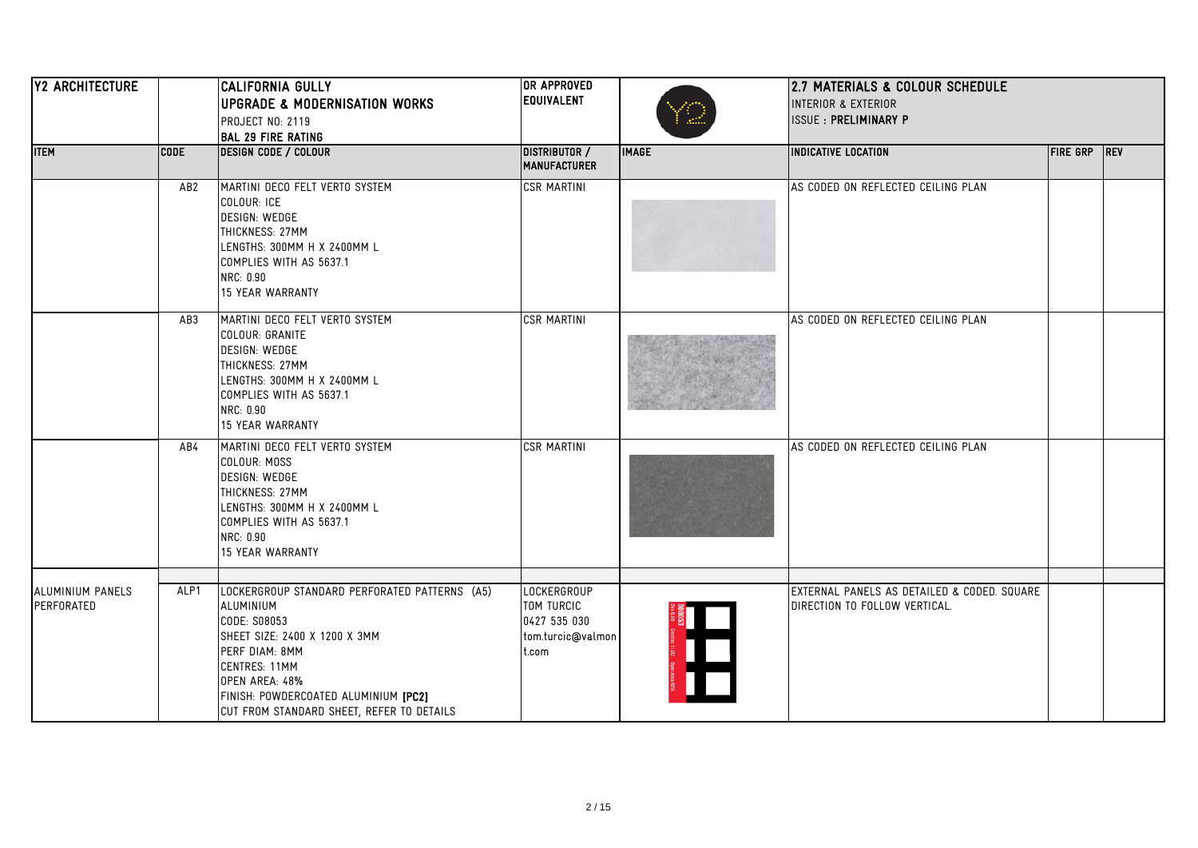| Y2 ARCHITECTURE | | CALIFORNIA GULLY<br>UPGRADE & MODERNISATION WORKS<br>PROJECT NO: 2119<br>BAL 29 FIRE RATING | OR APPROVED EQUIVALENT | | 2.7 MATERIALS & COLOUR SCHEDULE<br>INTERIOR & EXTERIOR<br>ISSUE : PRELIMINARY P | | |
|---|---|---|---|---|---|---|---|
| ITEM | CODE | DESIGN CODE / COLOUR | DISTRIBUTOR / MANUFACTURER | IMAGE | INDICATIVE LOCATION | FIRE GRP | REV |
| | AB2 | MARTINI DECO FELT VERTO SYSTEM<br>COLOUR: ICE<br>DESIGN: WEDGE<br>THICKNESS: 27MM<br>LENGTHS: 300MM H X 2400MM L<br>COMPLIES WITH AS 5637.1<br>NRC: 0.90<br>15 YEAR WARRANTY | CSR MARTINI | | AS CODED ON REFLECTED CEILING PLAN | | |
| | AB3 | MARTINI DECO FELT VERTO SYSTEM<br>COLOUR: GRANITE<br>DESIGN: WEDGE<br>THICKNESS: 27MM<br>LENGTHS: 300MM H X 2400MM L<br>COMPLIES WITH AS 5637.1<br>NRC: 0.90<br>15 YEAR WARRANTY | CSR MARTINI | | AS CODED ON REFLECTED CEILING PLAN | | |
| | AB4 | MARTINI DECO FELT VERTO SYSTEM<br>COLOUR: MOSS<br>DESIGN: WEDGE<br>THICKNESS: 27MM<br>LENGTHS: 300MM H X 2400MM L<br>COMPLIES WITH AS 5637.1<br>NRC: 0.90<br>15 YEAR WARRANTY | CSR MARTINI | | AS CODED ON REFLECTED CEILING PLAN | | |
| | | | | | | | |
| ALUMINIUM PANELS PERFORATED | ALP1 | LOCKERGROUP STANDARD PERFORATED PATTERNS (A5)<br>ALUMINIUM<br>CODE: S08053<br>SHEET SIZE: 2400 X 1200 X 3MM<br>PERF DIAM: 8MM<br>CENTRES: 11MM<br>OPEN AREA: 48%<br>FINISH: POWDERCOATED ALUMINIUM **[PC2]**<br>CUT FROM STANDARD SHEET, REFER TO DETAILS | LOCKERGROUP<br>TOM TURCIC<br>0427 535 030<br>tom.turcic@valmont.com | | EXTERNAL PANELS AS DETAILED & CODED. SQUARE DIRECTION TO FOLLOW VERTICAL. | | |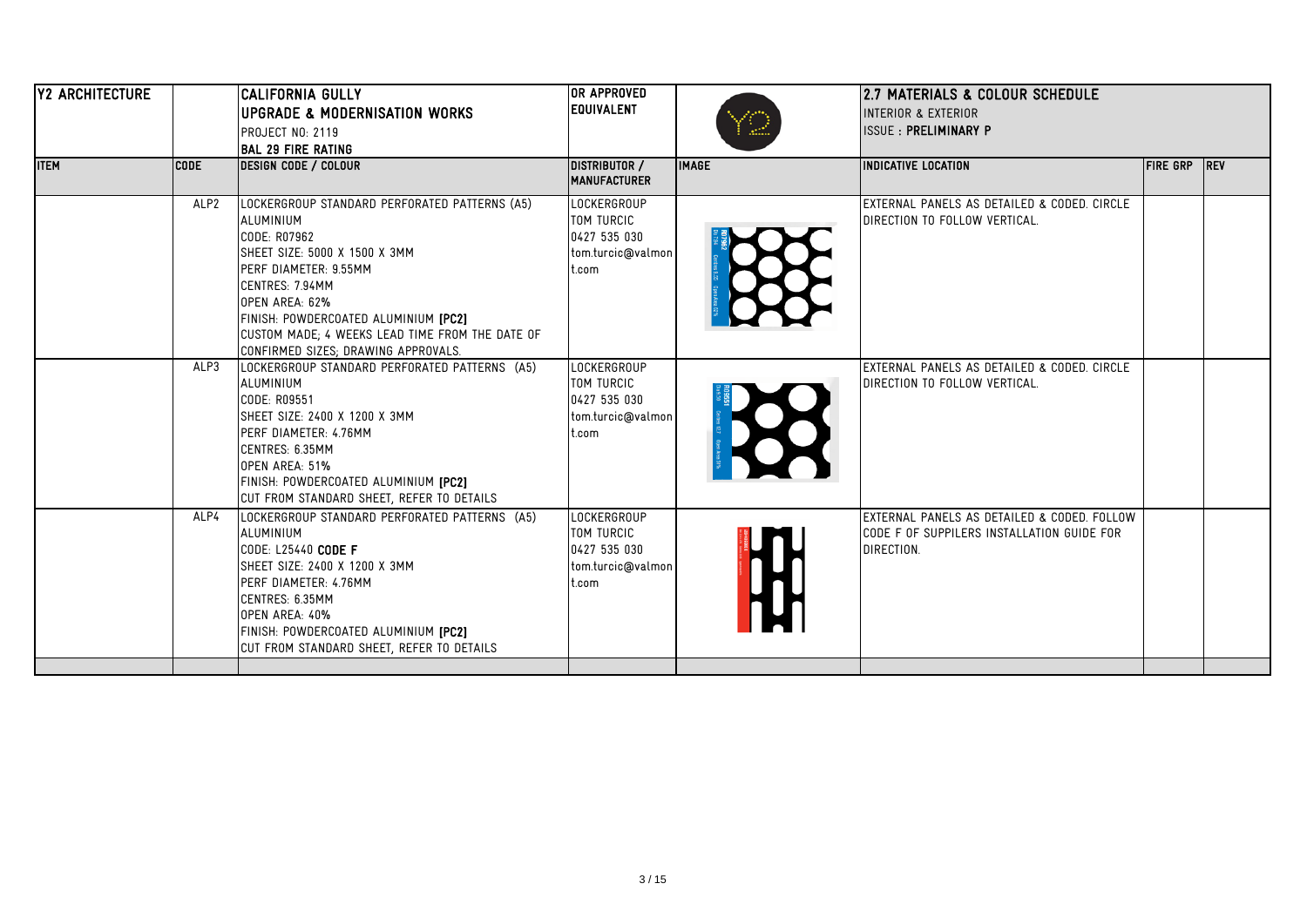| Y2 ARCHITECTURE | | CALIFORNIA GULLY<br>**UPGRADE & MODERNISATION WORKS**<br>PROJECT NO: 2119<br>**BAL 29 FIRE RATING** | **OR APPROVED EQUIVALENT** | | **2.7 MATERIALS & COLOUR SCHEDULE**<br>INTERIOR & EXTERIOR<br>ISSUE : **PRELIMINARY P** | | |
|---|---|---|---|---|---|---|---|
| **ITEM** | **CODE** | **DESIGN CODE / COLOUR** | **DISTRIBUTOR / MANUFACTURER** | **IMAGE** | **INDICATIVE LOCATION** | **FIRE GRP** | **REV** |
| | ALP2 | LOCKERGROUP STANDARD PERFORATED PATTERNS (A5)<br>ALUMINIUM<br>CODE: R07962<br>SHEET SIZE: 5000 X 1500 X 3MM<br>PERF DIAMETER: 9.55MM<br>CENTRES: 7.94MM<br>OPEN AREA: 62%<br>FINISH: POWDERCOATED ALUMINIUM **[PC2]**<br>CUSTOM MADE; 4 WEEKS LEAD TIME FROM THE DATE OF CONFIRMED SIZES; DRAWING APPROVALS. | LOCKERGROUP<br>TOM TURCIC<br>0427 535 030<br>tom.turcic@valmont.com | | EXTERNAL PANELS AS DETAILED & CODED. CIRCLE DIRECTION TO FOLLOW VERTICAL. | | |
| | ALP3 | LOCKERGROUP STANDARD PERFORATED PATTERNS (A5)<br>ALUMINIUM<br>CODE: R09551<br>SHEET SIZE: 2400 X 1200 X 3MM<br>PERF DIAMETER: 4.76MM<br>CENTRES: 6.35MM<br>OPEN AREA: 51%<br>FINISH: POWDERCOATED ALUMINIUM **[PC2]**<br>CUT FROM STANDARD SHEET, REFER TO DETAILS | LOCKERGROUP<br>TOM TURCIC<br>0427 535 030<br>tom.turcic@valmont.com | | EXTERNAL PANELS AS DETAILED & CODED. CIRCLE DIRECTION TO FOLLOW VERTICAL. | | |
| | ALP4 | LOCKERGROUP STANDARD PERFORATED PATTERNS (A5)<br>ALUMINIUM<br>CODE: L25440 **CODE F**<br>SHEET SIZE: 2400 X 1200 X 3MM<br>PERF DIAMETER: 4.76MM<br>CENTRES: 6.35MM<br>OPEN AREA: 40%<br>FINISH: POWDERCOATED ALUMINIUM **[PC2]**<br>CUT FROM STANDARD SHEET, REFER TO DETAILS | LOCKERGROUP<br>TOM TURCIC<br>0427 535 030<br>tom.turcic@valmont.com | | EXTERNAL PANELS AS DETAILED & CODED. FOLLOW CODE F OF SUPPILERS INSTALLATION GUIDE FOR DIRECTION. | | |
| | | | | | | | |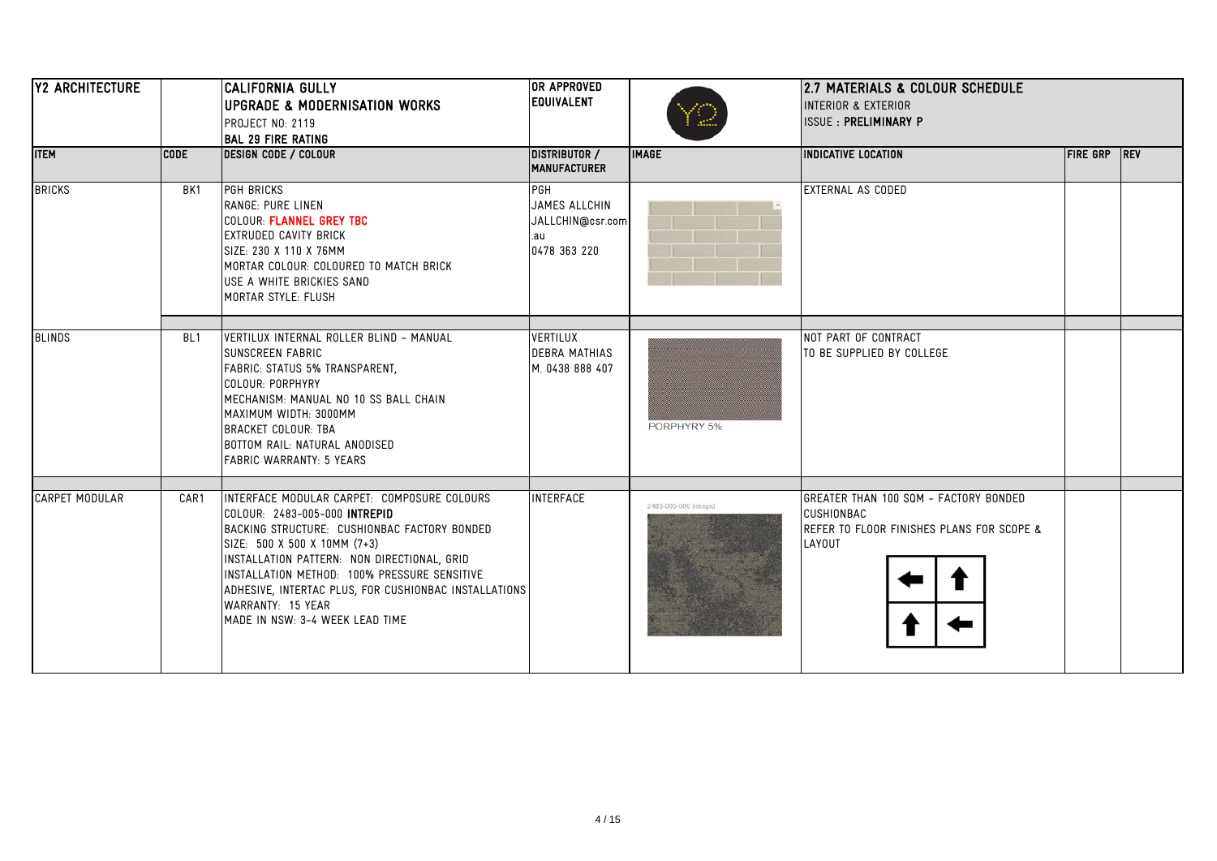| Y2 ARCHITECTURE | | CALIFORNIA GULLY<br>UPGRADE & MODERNISATION WORKS<br>PROJECT NO: 2119<br>**BAL 29 FIRE RATING** | OR APPROVED EQUIVALENT | | 2.7 MATERIALS & COLOUR SCHEDULE<br>INTERIOR & EXTERIOR<br>ISSUE : **PRELIMINARY P** | | |
|---|---|---|---|---|---|---|---|
| **ITEM** | **CODE** | **DESIGN CODE / COLOUR** | **DISTRIBUTOR / MANUFACTURER** | **IMAGE** | **INDICATIVE LOCATION** | **FIRE GRP** | **REV** |
| BRICKS | BK1 | PGH BRICKS<br>RANGE: PURE LINEN<br>COLOUR: **FLANNEL GREY TBC**<br>EXTRUDED CAVITY BRICK<br>SIZE: 230 X 110 X 76MM<br>MORTAR COLOUR: COLOURED TO MATCH BRICK<br>USE A WHITE BRICKIES SAND<br>MORTAR STYLE: FLUSH | PGH<br>JAMES ALLCHIN<br>JALLCHIN@csr.com.au<br>0478 363 220 | | EXTERNAL AS CODED | | |
| | | | | | | | |
| BLINDS | BL1 | VERTILUX INTERNAL ROLLER BLIND - MANUAL<br>SUNSCREEN FABRIC<br>FABRIC: STATUS 5% TRANSPARENT,<br>COLOUR: PORPHYRY<br>MECHANISM: MANUAL NO 10 SS BALL CHAIN<br>MAXIMUM WIDTH: 3000MM<br>BRACKET COLOUR: TBA<br>BOTTOM RAIL: NATURAL ANODISED<br>FABRIC WARRANTY: 5 YEARS | VERTILUX<br>DEBRA MATHIAS<br>M. 0438 888 407 | PORPHYRY 5% | NOT PART OF CONTRACT<br>TO BE SUPPLIED BY COLLEGE | | |
| | | | | | | | |
| CARPET MODULAR | CAR1 | INTERFACE MODULAR CARPET: COMPOSURE COLOURS<br>COLOUR: 2483-005-000 **INTREPID**<br>BACKING STRUCTURE: CUSHIONBAC FACTORY BONDED<br>SIZE: 500 X 500 X 10MM (7+3)<br>INSTALLATION PATTERN: NON DIRECTIONAL, GRID<br>INSTALLATION METHOD: 100% PRESSURE SENSITIVE ADHESIVE, INTERTAC PLUS, FOR CUSHIONBAC INSTALLATIONS<br>WARRANTY: 15 YEAR<br>MADE IN NSW: 3-4 WEEK LEAD TIME | INTERFACE | 2483-005-000 Intrepid | GREATER THAN 100 SQM - FACTORY BONDED CUSHIONBAC<br>REFER TO FLOOR FINISHES PLANS FOR SCOPE & LAYOUT | | |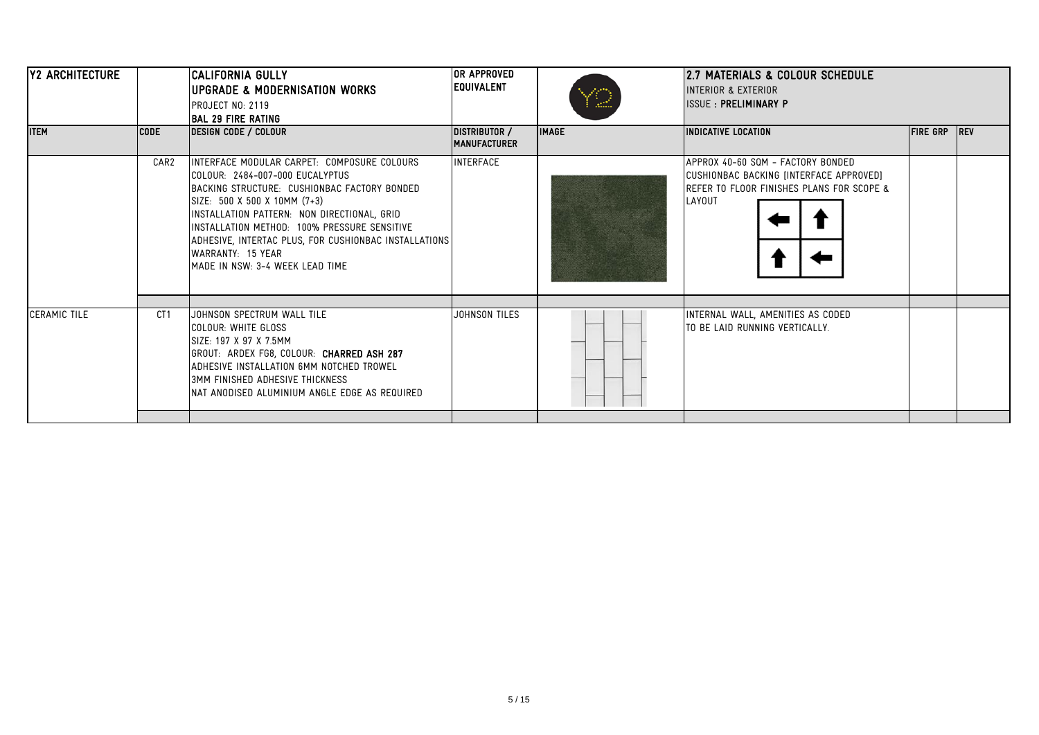| Y2 ARCHITECTURE | | CALIFORNIA GULLY<br>UPGRADE & MODERNISATION WORKS<br>PROJECT NO: 2119<br>**BAL 29 FIRE RATING** | **OR APPROVED EQUIVALENT** | | **2.7 MATERIALS & COLOUR SCHEDULE**<br>INTERIOR & EXTERIOR<br>ISSUE : **PRELIMINARY P** | | |
|---|---|---|---|---|---|---|---|
| **ITEM** | **CODE** | **DESIGN CODE / COLOUR** | **DISTRIBUTOR / MANUFACTURER** | **IMAGE** | **INDICATIVE LOCATION** | **FIRE GRP** | **REV** |
| | CAR2 | INTERFACE MODULAR CARPET: COMPOSURE COLOURS<br>COLOUR: 2484-007-000 EUCALYPTUS<br>BACKING STRUCTURE: CUSHIONBAC FACTORY BONDED<br>SIZE: 500 X 500 X 10MM (7+3)<br>INSTALLATION PATTERN: NON DIRECTIONAL, GRID<br>INSTALLATION METHOD: 100% PRESSURE SENSITIVE ADHESIVE, INTERTAC PLUS, FOR CUSHIONBAC INSTALLATIONS<br>WARRANTY: 15 YEAR<br>MADE IN NSW: 3-4 WEEK LEAD TIME | INTERFACE | | APPROX 40-60 SQM - FACTORY BONDED CUSHIONBAC BACKING (INTERFACE APPROVED)<br>REFER TO FLOOR FINISHES PLANS FOR SCOPE & LAYOUT | | |
| | | | | | | | |
| CERAMIC TILE | CT1 | JOHNSON SPECTRUM WALL TILE<br>COLOUR: WHITE GLOSS<br>SIZE: 197 X 97 X 7.5MM<br>GROUT: ARDEX FG8, COLOUR: **CHARRED ASH 287**<br>ADHESIVE INSTALLATION 6MM NOTCHED TROWEL<br>3MM FINISHED ADHESIVE THICKNESS<br>NAT ANODISED ALUMINIUM ANGLE EDGE AS REQUIRED | JOHNSON TILES | | INTERNAL WALL, AMENITIES AS CODED<br>TO BE LAID RUNNING VERTICALLY. | | |
| | | | | | | | |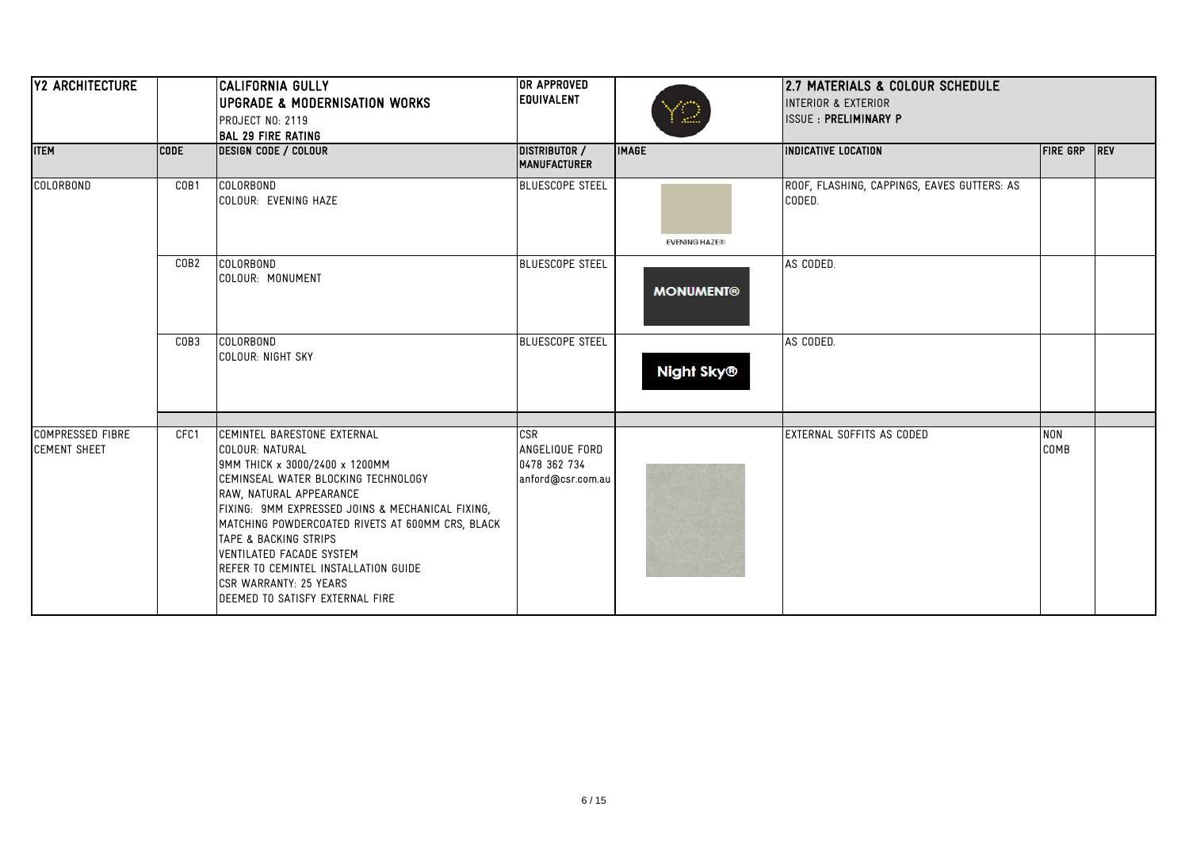| Y2 ARCHITECTURE | | CALIFORNIA GULLY<br>UPGRADE & MODERNISATION WORKS<br>PROJECT NO: 2119<br>BAL 29 FIRE RATING | OR APPROVED EQUIVALENT | | 2.7 MATERIALS & COLOUR SCHEDULE<br>INTERIOR & EXTERIOR<br>ISSUE : PRELIMINARY P | | |
|---|---|---|---|---|---|---|---|
| ITEM | CODE | DESIGN CODE / COLOUR | DISTRIBUTOR / MANUFACTURER | IMAGE | INDICATIVE LOCATION | FIRE GRP | REV |
| COLORBOND | COB1 | COLORBOND<br>COLOUR: EVENING HAZE | BLUESCOPE STEEL | EVENING HAZE® | ROOF, FLASHING, CAPPINGS, EAVES GUTTERS: AS CODED. | | |
| | COB2 | COLORBOND<br>COLOUR: MONUMENT | BLUESCOPE STEEL | MONUMENT® | AS CODED. | | |
| | COB3 | COLORBOND<br>COLOUR: NIGHT SKY | BLUESCOPE STEEL | Night Sky® | AS CODED. | | |
| | | | | | | | |
| COMPRESSED FIBRE CEMENT SHEET | CFC1 | CEMINTEL BARESTONE EXTERNAL<br>COLOUR: NATURAL<br>9MM THICK x 3000/2400 x 1200MM<br>CEMINSEAL WATER BLOCKING TECHNOLOGY<br>RAW, NATURAL APPEARANCE<br>FIXING: 9MM EXPRESSED JOINS & MECHANICAL FIXING, MATCHING POWDERCOATED RIVETS AT 600MM CRS, BLACK TAPE & BACKING STRIPS<br>VENTILATED FACADE SYSTEM<br>REFER TO CEMINTEL INSTALLATION GUIDE<br>CSR WARRANTY: 25 YEARS<br>DEEMED TO SATISFY EXTERNAL FIRE | CSR<br>ANGELIQUE FORD<br>0478 362 734<br>anford@csr.com.au | | EXTERNAL SOFFITS AS CODED | NON COMB | |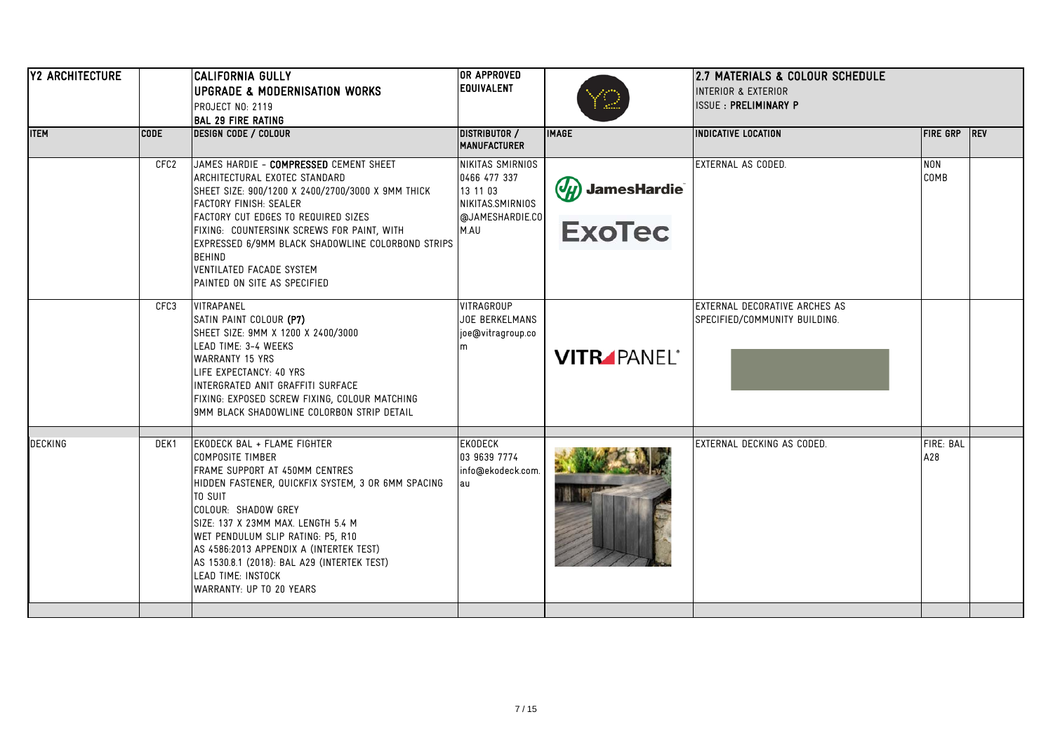| Y2 ARCHITECTURE | | CALIFORNIA GULLY<br>UPGRADE & MODERNISATION WORKS<br>PROJECT NO: 2119<br>BAL 29 FIRE RATING | OR APPROVED EQUIVALENT | | 2.7 MATERIALS & COLOUR SCHEDULE<br>INTERIOR & EXTERIOR<br>ISSUE : PRELIMINARY P | | |
|---|---|---|---|---|---|---|---|
| ITEM | CODE | DESIGN CODE / COLOUR | DISTRIBUTOR / MANUFACTURER | IMAGE | INDICATIVE LOCATION | FIRE GRP | REV |
| | CFC2 | JAMES HARDIE - **COMPRESSED** CEMENT SHEET<br>ARCHITECTURAL EXOTEC STANDARD<br>SHEET SIZE: 900/1200 X 2400/2700/3000 X 9MM THICK<br>FACTORY FINISH: SEALER<br>FACTORY CUT EDGES TO REQUIRED SIZES<br>FIXING: COUNTERSINK SCREWS FOR PAINT, WITH EXPRESSED 6/9MM BLACK SHADOWLINE COLORBOND STRIPS BEHIND<br>VENTILATED FACADE SYSTEM<br>PAINTED ON SITE AS SPECIFIED | NIKITAS SMIRNIOS<br>0466 477 337<br>13 11 03<br>NIKITAS.SMIRNIOS@JAMESHARDIE.COM.AU | JamesHardie<br>ExoTec | EXTERNAL AS CODED. | NON COMB | |
| | CFC3 | VITRAPANEL<br>SATIN PAINT COLOUR **(P7)**<br>SHEET SIZE: 9MM X 1200 X 2400/3000<br>LEAD TIME: 3-4 WEEKS<br>WARRANTY 15 YRS<br>LIFE EXPECTANCY: 40 YRS<br>INTERGRATED ANIT GRAFFITI SURFACE<br>FIXING: EXPOSED SCREW FIXING, COLOUR MATCHING 9MM BLACK SHADOWLINE COLORBON STRIP DETAIL | VITRAGROUP<br>JOE BERKELMANS<br>joe@vitragroup.com | VITRA PANEL® | EXTERNAL DECORATIVE ARCHES AS SPECIFIED/COMMUNITY BUILDING. | | |
| | | | | | | | |
| DECKING | DEK1 | EKODECK BAL + FLAME FIGHTER<br>COMPOSITE TIMBER<br>FRAME SUPPORT AT 450MM CENTRES<br>HIDDEN FASTENER, QUICKFIX SYSTEM, 3 OR 6MM SPACING TO SUIT<br>COLOUR: SHADOW GREY<br>SIZE: 137 X 23MM MAX. LENGTH 5.4 M<br>WET PENDULUM SLIP RATING: P5, R10<br>AS 4586:2013 APPENDIX A (INTERTEK TEST)<br>AS 1530.8.1 (2018): BAL A29 (INTERTEK TEST)<br>LEAD TIME: INSTOCK<br>WARRANTY: UP TO 20 YEARS | EKODECK<br>03 9639 7774<br>info@ekodeck.com.au | | EXTERNAL DECKING AS CODED. | FIRE: BAL A28 | |
| | | | | | | | |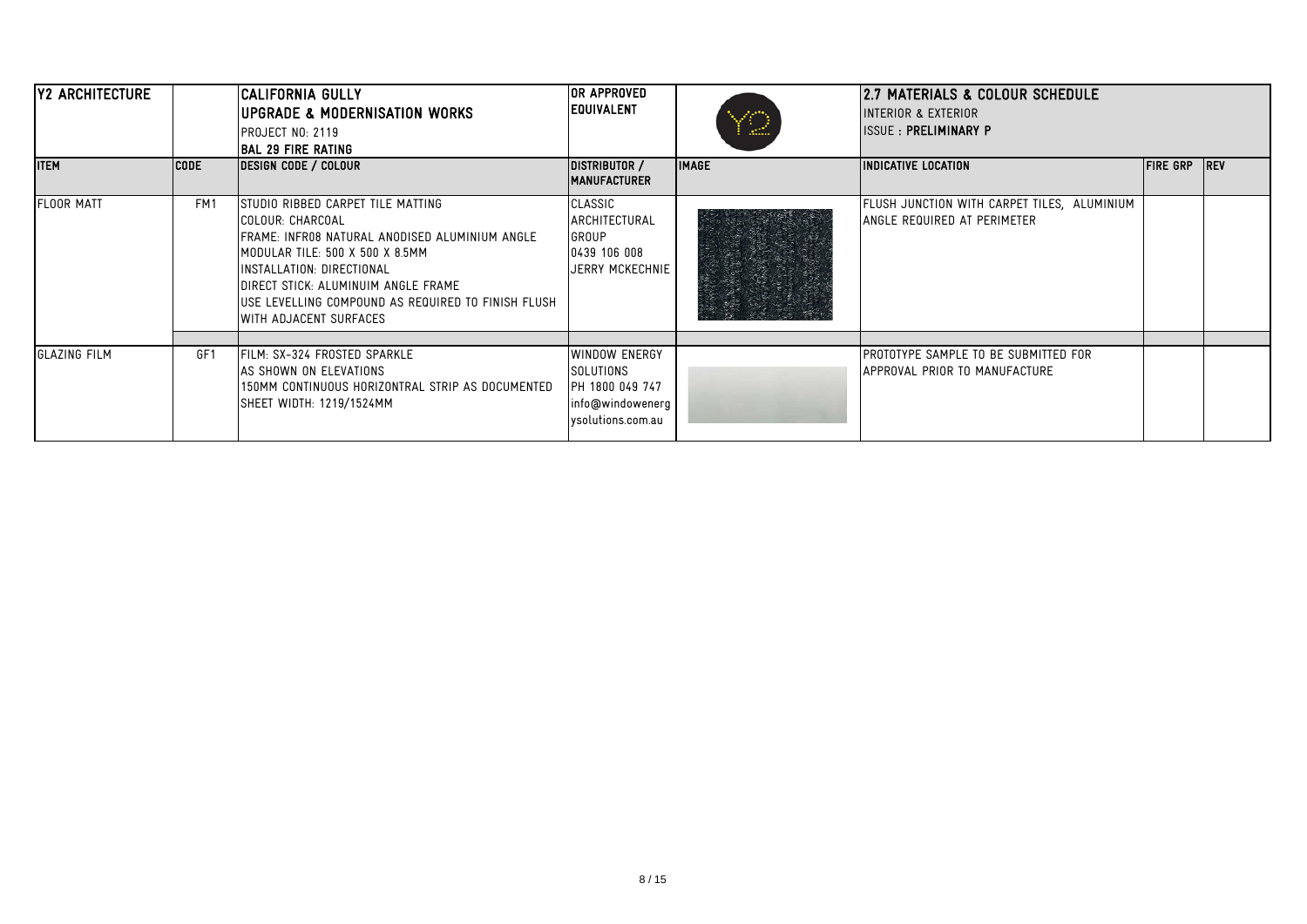| Y2 ARCHITECTURE | | CALIFORNIA GULLY<br>UPGRADE & MODERNISATION WORKS<br>PROJECT NO: 2119<br>BAL 29 FIRE RATING | OR APPROVED EQUIVALENT | | 2.7 MATERIALS & COLOUR SCHEDULE<br>INTERIOR & EXTERIOR<br>ISSUE : PRELIMINARY P | | |
|---|---|---|---|---|---|---|---|
| **ITEM** | **CODE** | **DESIGN CODE / COLOUR** | **DISTRIBUTOR / MANUFACTURER** | **IMAGE** | **INDICATIVE LOCATION** | **FIRE GRP** | **REV** |
| FLOOR MATT | FM1 | STUDIO RIBBED CARPET TILE MATTING<br>COLOUR: CHARCOAL<br>FRAME: INFR08 NATURAL ANODISED ALUMINIUM ANGLE<br>MODULAR TILE: 500 X 500 X 8.5MM<br>INSTALLATION: DIRECTIONAL<br>DIRECT STICK: ALUMINUIM ANGLE FRAME<br>USE LEVELLING COMPOUND AS REQUIRED TO FINISH FLUSH WITH ADJACENT SURFACES | CLASSIC ARCHITECTURAL GROUP<br>0439 106 008<br>JERRY MCKECHNIE | | FLUSH JUNCTION WITH CARPET TILES, ALUMINIUM ANGLE REQUIRED AT PERIMETER | | |
| | | | | | | | |
| GLAZING FILM | GF1 | FILM: SX-324 FROSTED SPARKLE<br>AS SHOWN ON ELEVATIONS<br>150MM CONTINUOUS HORIZONTRAL STRIP AS DOCUMENTED<br>SHEET WIDTH: 1219/1524MM | WINDOW ENERGY SOLUTIONS<br>PH 1800 049 747<br>info@windowenergysolutions.com.au | | PROTOTYPE SAMPLE TO BE SUBMITTED FOR APPROVAL PRIOR TO MANUFACTURE | | |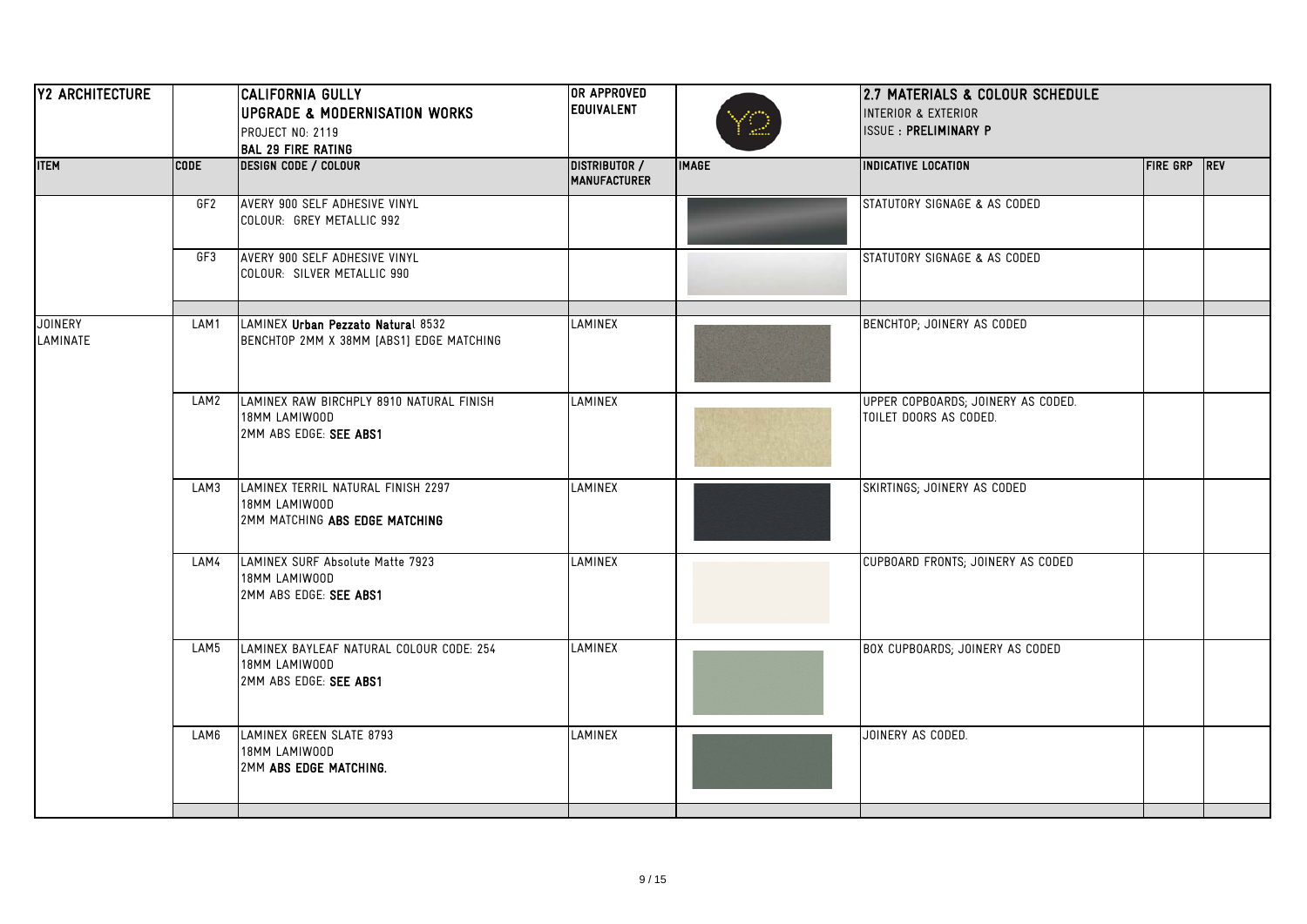| Y2 ARCHITECTURE | | CALIFORNIA GULLY<br>UPGRADE & MODERNISATION WORKS<br>PROJECT NO: 2119<br>BAL 29 FIRE RATING | OR APPROVED EQUIVALENT | | 2.7 MATERIALS & COLOUR SCHEDULE<br>INTERIOR & EXTERIOR<br>ISSUE : PRELIMINARY P | | |
|---|---|---|---|---|---|---|---|
| ITEM | CODE | DESIGN CODE / COLOUR | DISTRIBUTOR / MANUFACTURER | IMAGE | INDICATIVE LOCATION | FIRE GRP | REV |
| | GF2 | AVERY 900 SELF ADHESIVE VINYL<br>COLOUR: GREY METALLIC 992 | | | STATUTORY SIGNAGE & AS CODED | | |
| | GF3 | AVERY 900 SELF ADHESIVE VINYL<br>COLOUR: SILVER METALLIC 990 | | | STATUTORY SIGNAGE & AS CODED | | |
| | | | | | | | |
| JOINERY LAMINATE | LAM1 | LAMINEX **Urban Pezzato Natural** 8532<br>BENCHTOP 2MM X 38MM [ABS1] EDGE MATCHING | LAMINEX | | BENCHTOP; JOINERY AS CODED | | |
| | LAM2 | LAMINEX RAW BIRCHPLY 8910 NATURAL FINISH<br>18MM LAMIWOOD<br>2MM ABS EDGE: **SEE ABS1** | LAMINEX | | UPPER COPBOARDS; JOINERY AS CODED.<br>TOILET DOORS AS CODED. | | |
| | LAM3 | LAMINEX TERRIL NATURAL FINISH 2297<br>18MM LAMIWOOD<br>2MM MATCHING **ABS EDGE MATCHING** | LAMINEX | | SKIRTINGS; JOINERY AS CODED | | |
| | LAM4 | LAMINEX SURF Absolute Matte 7923<br>18MM LAMIWOOD<br>2MM ABS EDGE: **SEE ABS1** | LAMINEX | | CUPBOARD FRONTS; JOINERY AS CODED | | |
| | LAM5 | LAMINEX BAYLEAF NATURAL COLOUR CODE: 254<br>18MM LAMIWOOD<br>2MM ABS EDGE: **SEE ABS1** | LAMINEX | | BOX CUPBOARDS; JOINERY AS CODED | | |
| | LAM6 | LAMINEX GREEN SLATE 8793<br>18MM LAMIWOOD<br>2MM **ABS EDGE MATCHING.** | LAMINEX | | JOINERY AS CODED. | | |
| | | | | | | | |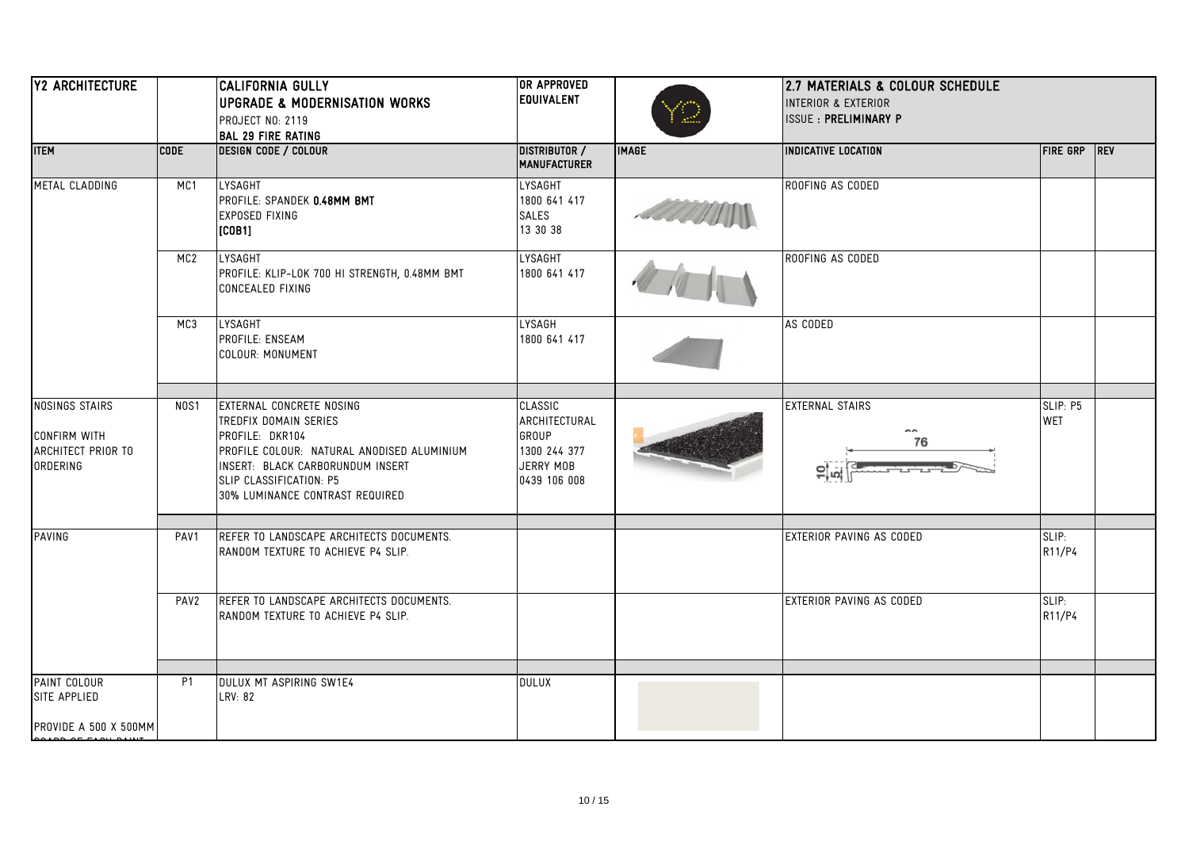| Y2 ARCHITECTURE | | CALIFORNIA GULLY<br>UPGRADE & MODERNISATION WORKS<br>PROJECT NO: 2119<br>BAL 29 FIRE RATING | OR APPROVED EQUIVALENT | | 2.7 MATERIALS & COLOUR SCHEDULE<br>INTERIOR & EXTERIOR<br>ISSUE : PRELIMINARY P | | |
|---|---|---|---|---|---|---|---|
| **ITEM** | **CODE** | **DESIGN CODE / COLOUR** | **DISTRIBUTOR / MANUFACTURER** | **IMAGE** | **INDICATIVE LOCATION** | **FIRE GRP** | **REV** |
| METAL CLADDING | MC1 | LYSAGHT<br>PROFILE: SPANDEK **0.48MM BMT**<br>EXPOSED FIXING<br>**[COB1]** | LYSAGHT<br>1800 641 417<br>SALES<br>13 30 38 | | ROOFING AS CODED | | |
| | MC2 | LYSAGHT<br>PROFILE: KLIP-LOK 700 HI STRENGTH, 0.48MM BMT<br>CONCEALED FIXING | LYSAGHT<br>1800 641 417 | | ROOFING AS CODED | | |
| | MC3 | LYSAGHT<br>PROFILE: ENSEAM<br>COLOUR: MONUMENT | LYSAGH<br>1800 641 417 | | AS CODED | | |
| NOSINGS STAIRS<br><br>CONFIRM WITH ARCHITECT PRIOR TO ORDERING | NOS1 | EXTERNAL CONCRETE NOSING<br>TREDFIX DOMAIN SERIES<br>PROFILE: DKR104<br>PROFILE COLOUR: NATURAL ANODISED ALUMINIUM<br>INSERT: BLACK CARBORUNDUM INSERT<br>SLIP CLASSIFICATION: P5<br>30% LUMINANCE CONTRAST REQUIRED | CLASSIC ARCHITECTURAL GROUP<br>1300 244 377<br>JERRY MOB<br>0439 106 008 | | EXTERNAL STAIRS<br>76<br>10<br>5 | SLIP: P5 WET | |
| PAVING | PAV1 | REFER TO LANDSCAPE ARCHITECTS DOCUMENTS.<br>RANDOM TEXTURE TO ACHIEVE P4 SLIP. | | | EXTERIOR PAVING AS CODED | SLIP: R11/P4 | |
| | PAV2 | REFER TO LANDSCAPE ARCHITECTS DOCUMENTS.<br>RANDOM TEXTURE TO ACHIEVE P4 SLIP. | | | EXTERIOR PAVING AS CODED | SLIP: R11/P4 | |
| PAINT COLOUR<br>SITE APPLIED<br><br>PROVIDE A 500 X 500MM | P1 | DULUX MT ASPIRING SW1E4<br>LRV: 82 | DULUX | | | | |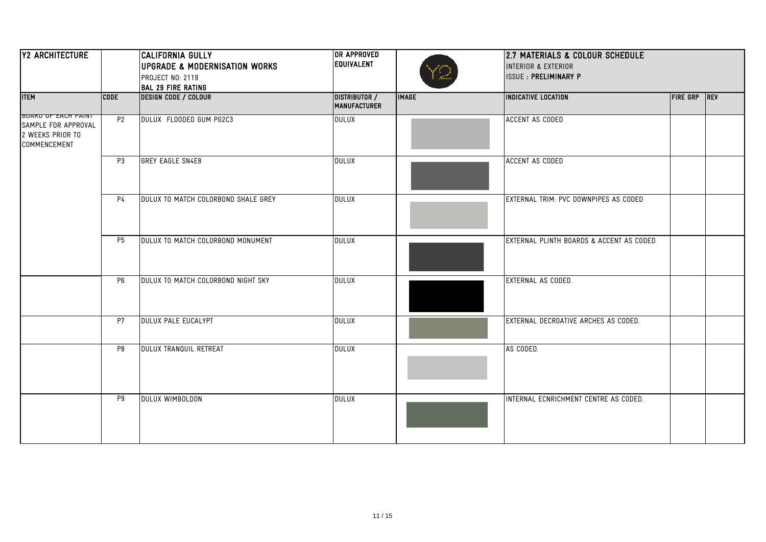| Y2 ARCHITECTURE | | CALIFORNIA GULLY<br>UPGRADE & MODERNISATION WORKS<br>PROJECT NO: 2119<br>BAL 29 FIRE RATING | OR APPROVED EQUIVALENT | | 2.7 MATERIALS & COLOUR SCHEDULE<br>INTERIOR & EXTERIOR<br>ISSUE : PRELIMINARY P | | |
|---|---|---|---|---|---|---|---|
| **ITEM** | **CODE** | **DESIGN CODE / COLOUR** | **DISTRIBUTOR / MANUFACTURER** | **IMAGE** | **INDICATIVE LOCATION** | **FIRE GRP** | **REV** |
| BOARD OF EACH PAINT SAMPLE FOR APPROVAL 2 WEEKS PRIOR TO COMMENCEMENT | P2 | DULUX FLOODED GUM PG2C3 | DULUX | | ACCENT AS CODED | | |
| | P3 | GREY EAGLE SN4E8 | DULUX | | ACCENT AS CODED | | |
| | P4 | DULUX TO MATCH COLORBOND SHALE GREY | DULUX | | EXTERNAL TRIM: PVC DOWNPIPES AS CODED | | |
| | P5 | DULUX TO MATCH COLORBOND MONUMENT | DULUX | | EXTERNAL PLINTH BOARDS & ACCENT AS CODED | | |
| | P6 | DULUX TO MATCH COLORBOND NIGHT SKY | DULUX | | EXTERNAL AS CODED. | | |
| | P7 | DULUX PALE EUCALYPT | DULUX | | EXTERNAL DECROATIVE ARCHES AS CODED. | | |
| | P8 | DULUX TRANQUIL RETREAT | DULUX | | AS CODED. | | |
| | P9 | DULUX WIMBOLDON | DULUX | | INTERNAL ECNRICHMENT CENTRE AS CODED. | | |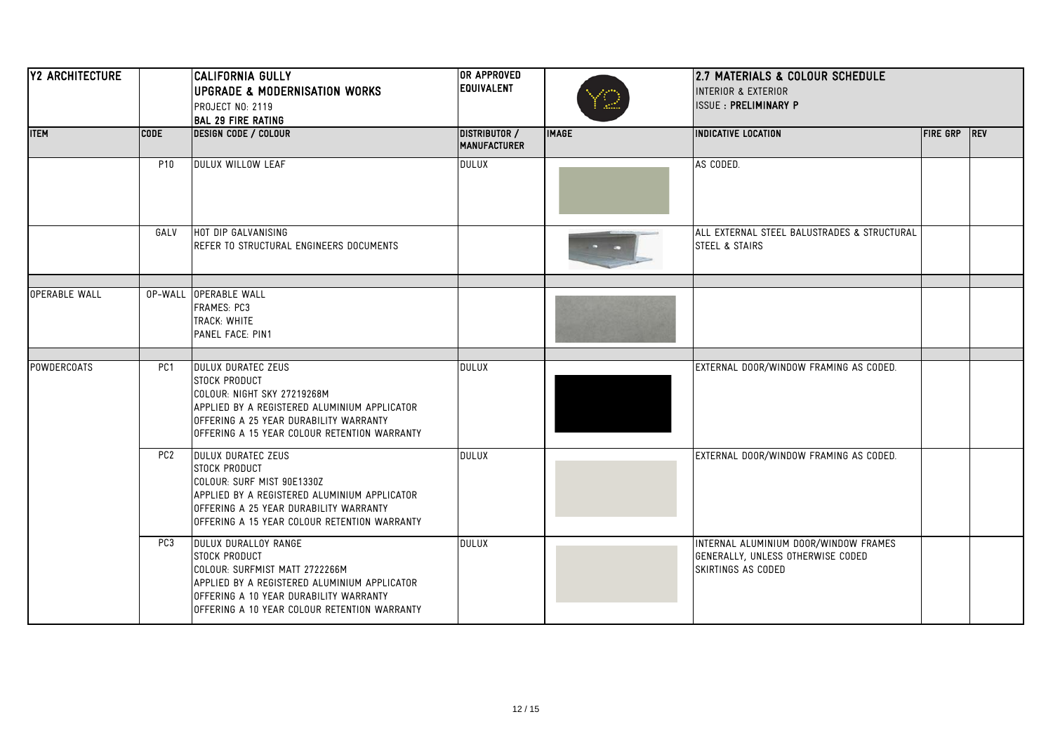| Y2 ARCHITECTURE | | CALIFORNIA GULLY<br>UPGRADE & MODERNISATION WORKS<br>PROJECT NO: 2119<br>BAL 29 FIRE RATING | OR APPROVED EQUIVALENT | | 2.7 MATERIALS & COLOUR SCHEDULE<br>INTERIOR & EXTERIOR<br>ISSUE : PRELIMINARY P | | |
|---|---|---|---|---|---|---|---|
| **ITEM** | **CODE** | **DESIGN CODE / COLOUR** | **DISTRIBUTOR / MANUFACTURER** | **IMAGE** | **INDICATIVE LOCATION** | **FIRE GRP** | **REV** |
| | P10 | DULUX WILLOW LEAF | DULUX | | AS CODED. | | |
| | GALV | HOT DIP GALVANISING<br>REFER TO STRUCTURAL ENGINEERS DOCUMENTS | | | ALL EXTERNAL STEEL BALUSTRADES & STRUCTURAL STEEL & STAIRS | | |
| | | | | | | | |
| OPERABLE WALL | OP-WALL | OPERABLE WALL<br>FRAMES: PC3<br>TRACK: WHITE<br>PANEL FACE: PIN1 | | | | | |
| | | | | | | | |
| POWDERCOATS | PC1 | DULUX DURATEC ZEUS<br>STOCK PRODUCT<br>COLOUR: NIGHT SKY 27219268M<br>APPLIED BY A REGISTERED ALUMINIUM APPLICATOR<br>OFFERING A 25 YEAR DURABILITY WARRANTY<br>OFFERING A 15 YEAR COLOUR RETENTION WARRANTY | DULUX | | EXTERNAL DOOR/WINDOW FRAMING AS CODED. | | |
| | PC2 | DULUX DURATEC ZEUS<br>STOCK PRODUCT<br>COLOUR: SURF MIST 90E1330Z<br>APPLIED BY A REGISTERED ALUMINIUM APPLICATOR<br>OFFERING A 25 YEAR DURABILITY WARRANTY<br>OFFERING A 15 YEAR COLOUR RETENTION WARRANTY | DULUX | | EXTERNAL DOOR/WINDOW FRAMING AS CODED. | | |
| | PC3 | DULUX DURALLOY RANGE<br>STOCK PRODUCT<br>COLOUR: SURFMIST MATT 2722266M<br>APPLIED BY A REGISTERED ALUMINIUM APPLICATOR<br>OFFERING A 10 YEAR DURABILITY WARRANTY<br>OFFERING A 10 YEAR COLOUR RETENTION WARRANTY | DULUX | | INTERNAL ALUMINIUM DOOR/WINDOW FRAMES GENERALLY, UNLESS OTHERWISE CODED<br>SKIRTINGS AS CODED | | |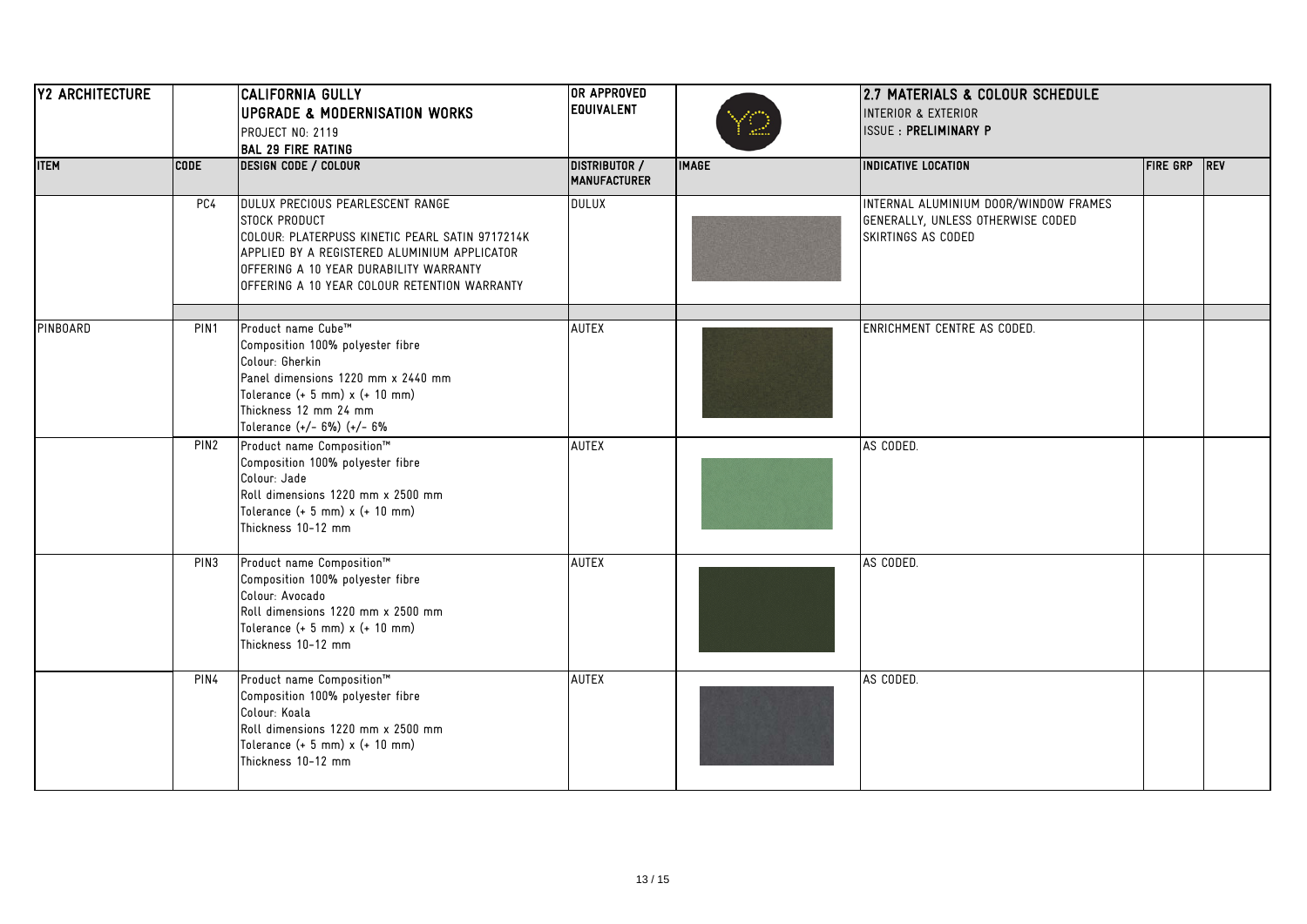| Y2 ARCHITECTURE | | CALIFORNIA GULLY<br>UPGRADE & MODERNISATION WORKS<br>PROJECT NO: 2119<br>**BAL 29 FIRE RATING** | OR APPROVED EQUIVALENT | | **2.7 MATERIALS & COLOUR SCHEDULE**<br>INTERIOR & EXTERIOR<br>ISSUE : **PRELIMINARY P** | | |
|---|---|---|---|---|---|---|---|
| **ITEM** | **CODE** | **DESIGN CODE / COLOUR** | **DISTRIBUTOR / MANUFACTURER** | **IMAGE** | **INDICATIVE LOCATION** | **FIRE GRP** | **REV** |
| | PC4 | DULUX PRECIOUS PEARLESCENT RANGE<br>STOCK PRODUCT<br>COLOUR: PLATERPUSS KINETIC PEARL SATIN 9717214K<br>APPLIED BY A REGISTERED ALUMINIUM APPLICATOR<br>OFFERING A 10 YEAR DURABILITY WARRANTY<br>OFFERING A 10 YEAR COLOUR RETENTION WARRANTY | DULUX | | INTERNAL ALUMINIUM DOOR/WINDOW FRAMES GENERALLY, UNLESS OTHERWISE CODED<br>SKIRTINGS AS CODED | | |
| | | | | | | | |
| PINBOARD | PIN1 | Product name Cube™<br>Composition 100% polyester fibre<br>Colour: Gherkin<br>Panel dimensions 1220 mm x 2440 mm<br>Tolerance (+ 5 mm) x (+ 10 mm)<br>Thickness 12 mm 24 mm<br>Tolerance (+/- 6%) (+/- 6% | AUTEX | | ENRICHMENT CENTRE AS CODED. | | |
| | PIN2 | Product name Composition™<br>Composition 100% polyester fibre<br>Colour: Jade<br>Roll dimensions 1220 mm x 2500 mm<br>Tolerance (+ 5 mm) x (+ 10 mm)<br>Thickness 10-12 mm | AUTEX | | AS CODED. | | |
| | PIN3 | Product name Composition™<br>Composition 100% polyester fibre<br>Colour: Avocado<br>Roll dimensions 1220 mm x 2500 mm<br>Tolerance (+ 5 mm) x (+ 10 mm)<br>Thickness 10-12 mm | AUTEX | | AS CODED. | | |
| | PIN4 | Product name Composition™<br>Composition 100% polyester fibre<br>Colour: Koala<br>Roll dimensions 1220 mm x 2500 mm<br>Tolerance (+ 5 mm) x (+ 10 mm)<br>Thickness 10-12 mm | AUTEX | | AS CODED. | | |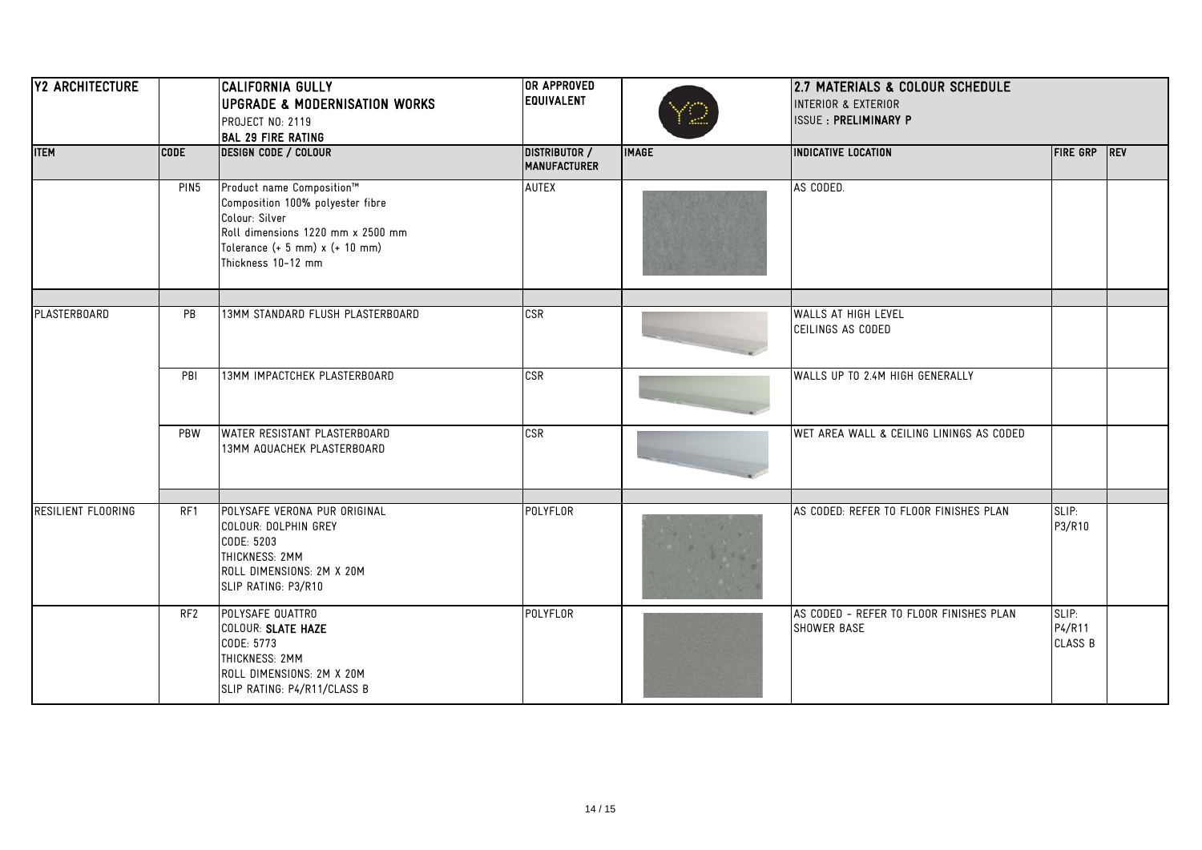| Y2 ARCHITECTURE | | CALIFORNIA GULLY<br>UPGRADE & MODERNISATION WORKS<br>PROJECT NO: 2119<br>BAL 29 FIRE RATING | OR APPROVED EQUIVALENT | | 2.7 MATERIALS & COLOUR SCHEDULE<br>INTERIOR & EXTERIOR<br>ISSUE : PRELIMINARY P | | |
|---|---|---|---|---|---|---|---|
| **ITEM** | **CODE** | **DESIGN CODE / COLOUR** | **DISTRIBUTOR / MANUFACTURER** | **IMAGE** | **INDICATIVE LOCATION** | **FIRE GRP** | **REV** |
| | PIN5 | Product name Composition™<br>Composition 100% polyester fibre<br>Colour: Silver<br>Roll dimensions 1220 mm x 2500 mm<br>Tolerance (+ 5 mm) x (+ 10 mm)<br>Thickness 10-12 mm | AUTEX | | AS CODED. | | |
| | | | | | | | |
| PLASTERBOARD | PB | 13MM STANDARD FLUSH PLASTERBOARD | CSR | | WALLS AT HIGH LEVEL<br>CEILINGS AS CODED | | |
| | PBI | 13MM IMPACTCHEK PLASTERBOARD | CSR | | WALLS UP TO 2.4M HIGH GENERALLY | | |
| | PBW | WATER RESISTANT PLASTERBOARD<br>13MM AQUACHEK PLASTERBOARD | CSR | | WET AREA WALL & CEILING LININGS AS CODED | | |
| | | | | | | | |
| RESILIENT FLOORING | RF1 | POLYSAFE VERONA PUR ORIGINAL<br>COLOUR: DOLPHIN GREY<br>CODE: 5203<br>THICKNESS: 2MM<br>ROLL DIMENSIONS: 2M X 20M<br>SLIP RATING: P3/R10 | POLYFLOR | | AS CODED: REFER TO FLOOR FINISHES PLAN | SLIP: P3/R10 | |
| | RF2 | POLYSAFE QUATTRO<br>COLOUR: **SLATE HAZE**<br>CODE: 5773<br>THICKNESS: 2MM<br>ROLL DIMENSIONS: 2M X 20M<br>SLIP RATING: P4/R11/CLASS B | POLYFLOR | | AS CODED - REFER TO FLOOR FINISHES PLAN<br>SHOWER BASE | SLIP: P4/R11 CLASS B | |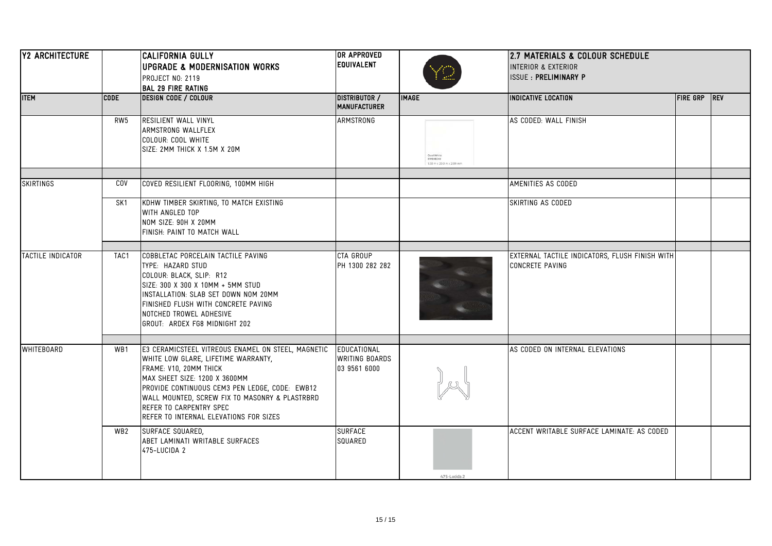| Y2 ARCHITECTURE | | CALIFORNIA GULLY<br>UPGRADE & MODERNISATION WORKS<br>PROJECT NO: 2119<br>BAL 29 FIRE RATING | OR APPROVED EQUIVALENT | | 2.7 MATERIALS & COLOUR SCHEDULE<br>INTERIOR & EXTERIOR<br>ISSUE : PRELIMINARY P | | |
|---|---|---|---|---|---|---|---|
| **ITEM** | **CODE** | **DESIGN CODE / COLOUR** | **DISTRIBUTOR / MANUFACTURER** | **IMAGE** | **INDICATIVE LOCATION** | **FIRE GRP** | **REV** |
| | RW5 | RESILIENT WALL VINYL<br>ARMSTRONG WALLFLEX<br>COLOUR: COOL WHITE<br>SIZE: 2MM THICK X 1.5M X 20M | ARMSTRONG | Cool White<br>1.50 m x 20.0 m x 2.00 mm | AS CODED: WALL FINISH | | |
| | | | | | | | |
| SKIRTINGS | COV | COVED RESILIENT FLOORING, 100MM HIGH | | | AMENITIES AS CODED | | |
| | SK1 | KDHW TIMBER SKIRTING, TO MATCH EXISTING<br>WITH ANGLED TOP<br>NOM SIZE: 90H X 20MM<br>FINISH: PAINT TO MATCH WALL | | | SKIRTING AS CODED | | |
| | | | | | | | |
| TACTILE INDICATOR | TAC1 | COBBLETAC PORCELAIN TACTILE PAVING<br>TYPE: HAZARD STUD<br>COLOUR: BLACK, SLIP: R12<br>SIZE: 300 X 300 X 10MM + 5MM STUD<br>INSTALLATION: SLAB SET DOWN NOM 20MM<br>FINISHED FLUSH WITH CONCRETE PAVING<br>NOTCHED TROWEL ADHESIVE<br>GROUT: ARDEX FG8 MIDNIGHT 202 | CTA GROUP<br>PH 1300 282 282 | | EXTERNAL TACTILE INDICATORS, FLUSH FINISH WITH CONCRETE PAVING | | |
| | | | | | | | |
| WHITEBOARD | WB1 | E3 CERAMICSTEEL VITREOUS ENAMEL ON STEEL, MAGNETIC WHITE LOW GLARE, LIFETIME WARRANTY,<br>FRAME: V10, 20MM THICK<br>MAX SHEET SIZE: 1200 X 3600MM<br>PROVIDE CONTINUOUS CEM3 PEN LEDGE, CODE: EWB12<br>WALL MOUNTED, SCREW FIX TO MASONRY & PLASTRBRD<br>REFER TO CARPENTRY SPEC<br>REFER TO INTERNAL ELEVATIONS FOR SIZES | EDUCATIONAL WRITING BOARDS<br>03 9561 6000 | | AS CODED ON INTERNAL ELEVATIONS | | |
| | WB2 | SURFACE SQUARED,<br>ABET LAMINATI WRITABLE SURFACES<br>475-LUCIDA 2 | SURFACE SQUARED | 475-Lucida 2 | ACCENT WRITABLE SURFACE LAMINATE: AS CODED | | |